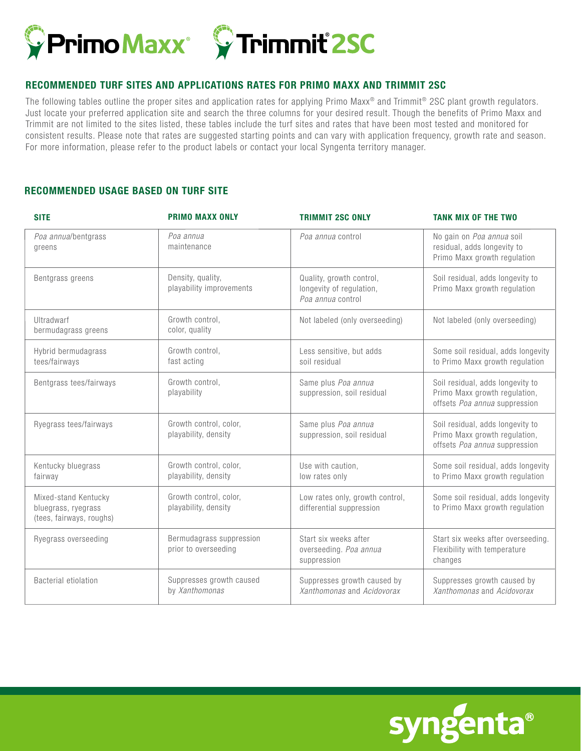# Primo Maxx® Trimmit® 2SC

## RECOMMENDED TURF SITES AND APPLICATIONS RATES FOR PRIMO MAXX AND TRIMMIT 2SC

The following tables outline the proper sites and application rates for applying Primo Maxx® and Trimmit® 2SC plant growth regulators. Just locate your preferred application site and search the three columns for your desired result. Though the benefits of Primo Maxx and Trimmit are not limited to the sites listed, these tables include the turf sites and rates that have been most tested and monitored for consistent results. Please note that rates are suggested starting points and can vary with application frequency, growth rate and season. For more information, please refer to the product labels or contact your local Syngenta territory manager.

## RECOMMENDED USAGE BASED ON TURF SITE

| SITE | PRIMO MAXX ONLY | TRIMMIT 2SC ONLY | TANK MIX OF THE TWO |
| --- | --- | --- | --- |
| *Poa annua*/bentgrass greens | *Poa annua* maintenance | *Poa annua* control | No gain on *Poa annua* soil residual, adds longevity to Primo Maxx growth regulation |
| Bentgrass greens | Density, quality, playability improvements | Quality, growth control, longevity of regulation, *Poa annua* control | Soil residual, adds longevity to Primo Maxx growth regulation |
| Ultradwarf bermudagrass greens | Growth control, color, quality | Not labeled (only overseeding) | Not labeled (only overseeding) |
| Hybrid bermudagrass tees/fairways | Growth control, fast acting | Less sensitive, but adds soil residual | Some soil residual, adds longevity to Primo Maxx growth regulation |
| Bentgrass tees/fairways | Growth control, playability | Same plus *Poa annua* suppression, soil residual | Soil residual, adds longevity to Primo Maxx growth regulation, offsets *Poa annua* suppression |
| Ryegrass tees/fairways | Growth control, color, playability, density | Same plus *Poa annua* suppression, soil residual | Soil residual, adds longevity to Primo Maxx growth regulation, offsets *Poa annua* suppression |
| Kentucky bluegrass fairway | Growth control, color, playability, density | Use with caution, low rates only | Some soil residual, adds longevity to Primo Maxx growth regulation |
| Mixed-stand Kentucky bluegrass, ryegrass (tees, fairways, roughs) | Growth control, color, playability, density | Low rates only, growth control, differential suppression | Some soil residual, adds longevity to Primo Maxx growth regulation |
| Ryegrass overseeding | Bermudagrass suppression prior to overseeding | Start six weeks after overseeding. *Poa annua* suppression | Start six weeks after overseeding. Flexibility with temperature changes |
| Bacterial etiolation | Suppresses growth caused by *Xanthomonas* | Suppresses growth caused by *Xanthomonas* and *Acidovorax* | Suppresses growth caused by *Xanthomonas* and *Acidovorax* |

syngenta®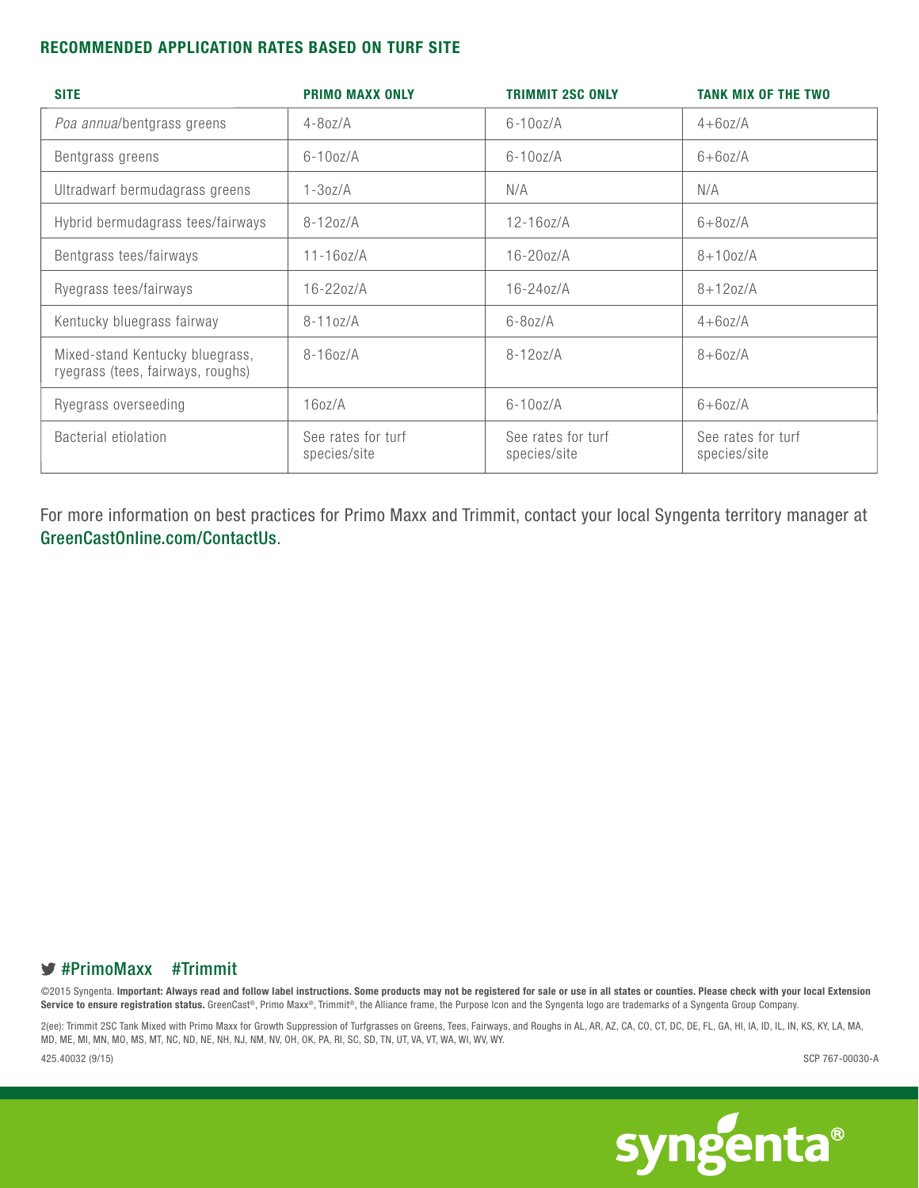## RECOMMENDED APPLICATION RATES BASED ON TURF SITE

| SITE | PRIMO MAXX ONLY | TRIMMIT 2SC ONLY | TANK MIX OF THE TWO |
|---|---|---|---|
| *Poa annua*/bentgrass greens | 4-8oz/A | 6-10oz/A | 4+6oz/A |
| Bentgrass greens | 6-10oz/A | 6-10oz/A | 6+6oz/A |
| Ultradwarf bermudagrass greens | 1-3oz/A | N/A | N/A |
| Hybrid bermudagrass tees/fairways | 8-12oz/A | 12-16oz/A | 6+8oz/A |
| Bentgrass tees/fairways | 11-16oz/A | 16-20oz/A | 8+10oz/A |
| Ryegrass tees/fairways | 16-22oz/A | 16-24oz/A | 8+12oz/A |
| Kentucky bluegrass fairway | 8-11oz/A | 6-8oz/A | 4+6oz/A |
| Mixed-stand Kentucky bluegrass, ryegrass (tees, fairways, roughs) | 8-16oz/A | 8-12oz/A | 8+6oz/A |
| Ryegrass overseeding | 16oz/A | 6-10oz/A | 6+6oz/A |
| Bacterial etiolation | See rates for turf species/site | See rates for turf species/site | See rates for turf species/site |

For more information on best practices for Primo Maxx and Trimmit, contact your local Syngenta territory manager at GreenCastOnline.com/ContactUs.

#PrimoMaxx #Trimmit

©2015 Syngenta. **Important: Always read and follow label instructions. Some products may not be registered for sale or use in all states or counties. Please check with your local Extension Service to ensure registration status.** GreenCast®, Primo Maxx®, Trimmit®, the Alliance frame, the Purpose Icon and the Syngenta logo are trademarks of a Syngenta Group Company.

2(ee): Trimmit 2SC Tank Mixed with Primo Maxx for Growth Suppression of Turfgrasses on Greens, Tees, Fairways, and Roughs in AL, AR, AZ, CA, CO, CT, DC, DE, FL, GA, HI, IA, ID, IL, IN, KS, KY, LA, MA, MD, ME, MI, MN, MO, MS, MT, NC, ND, NE, NH, NJ, NM, NV, OH, OK, PA, RI, SC, SD, TN, UT, VA, VT, WA, WI, WV, WY.

425.40032 (9/15)

SCP 767-00030-A

syngenta®